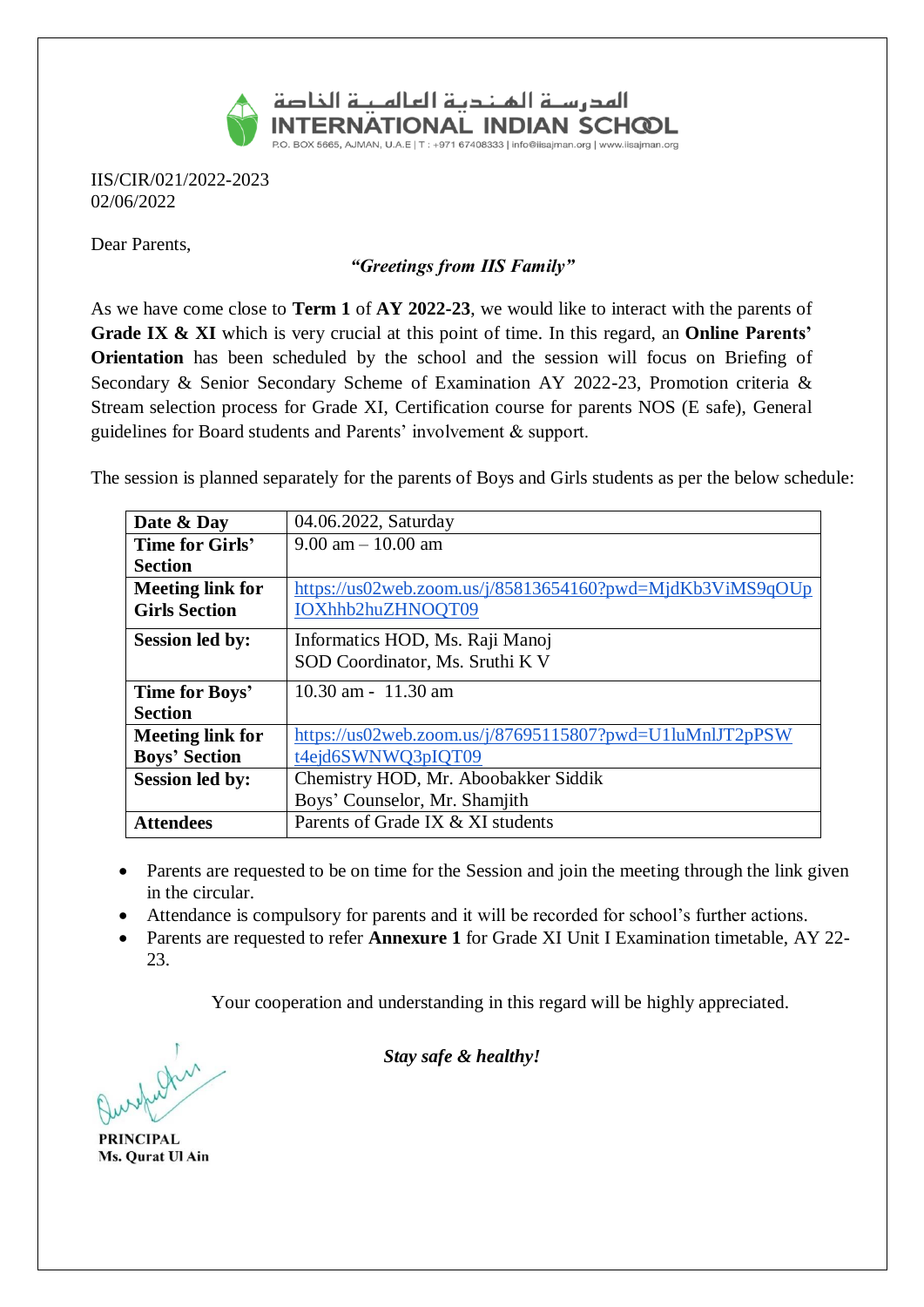المدرسـة الهـنـديـة العالمـيـة الخاصة

**INTERNATIONAL INDIAN SCHOOL**

P.O. BOX 5665, AJMAN, U.A.E | T : +971 67408333 | info@iisajman.org | www.iisajman.org

IIS/CIR/021/2022-2023
02/06/2022

Dear Parents,

***"Greetings from IIS Family"***

As we have come close to **Term 1** of **AY 2022-23**, we would like to interact with the parents of **Grade IX & XI** which is very crucial at this point of time. In this regard, an **Online Parents' Orientation** has been scheduled by the school and the session will focus on Briefing of Secondary & Senior Secondary Scheme of Examination AY 2022-23, Promotion criteria & Stream selection process for Grade XI, Certification course for parents NOS (E safe), General guidelines for Board students and Parents' involvement & support.

The session is planned separately for the parents of Boys and Girls students as per the below schedule:

| | |
|---|---|
| **Date & Day** | 04.06.2022, Saturday |
| **Time for Girls' Section** | 9.00 am – 10.00 am |
| **Meeting link for Girls Section** | https://us02web.zoom.us/j/85813654160?pwd=MjdKb3ViMS9qOUpIOXhhb2huZHNOQT09 |
| **Session led by:** | Informatics HOD, Ms. Raji Manoj<br>SOD Coordinator, Ms. Sruthi K V |
| **Time for Boys' Section** | 10.30 am - 11.30 am |
| **Meeting link for Boys' Section** | https://us02web.zoom.us/j/87695115807?pwd=U1luMnlJT2pPSWt4ejd6SWNWQ3pIQT09 |
| **Session led by:** | Chemistry HOD, Mr. Aboobakker Siddik<br>Boys' Counselor, Mr. Shamjith |
| **Attendees** | Parents of Grade IX & XI students |

- Parents are requested to be on time for the Session and join the meeting through the link given in the circular.
- Attendance is compulsory for parents and it will be recorded for school's further actions.
- Parents are requested to refer **Annexure 1** for Grade XI Unit I Examination timetable, AY 22-23.

Your cooperation and understanding in this regard will be highly appreciated.

***Stay safe & healthy!***

**PRINCIPAL**
**Ms. Qurat Ul Ain**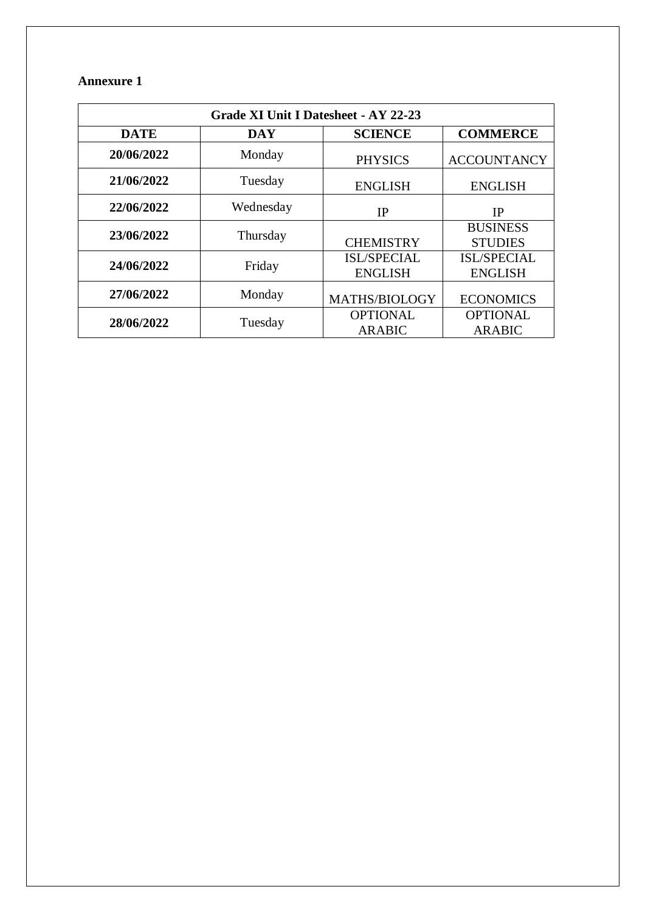**Annexure 1**

| Grade XI Unit I Datesheet - AY 22-23 | | | |
|---|---|---|---|
| **DATE** | **DAY** | **SCIENCE** | **COMMERCE** |
| **20/06/2022** | Monday | PHYSICS | ACCOUNTANCY |
| **21/06/2022** | Tuesday | ENGLISH | ENGLISH |
| **22/06/2022** | Wednesday | IP | IP |
| **23/06/2022** | Thursday | CHEMISTRY | BUSINESS STUDIES |
| **24/06/2022** | Friday | ISL/SPECIAL ENGLISH | ISL/SPECIAL ENGLISH |
| **27/06/2022** | Monday | MATHS/BIOLOGY | ECONOMICS |
| **28/06/2022** | Tuesday | OPTIONAL ARABIC | OPTIONAL ARABIC |